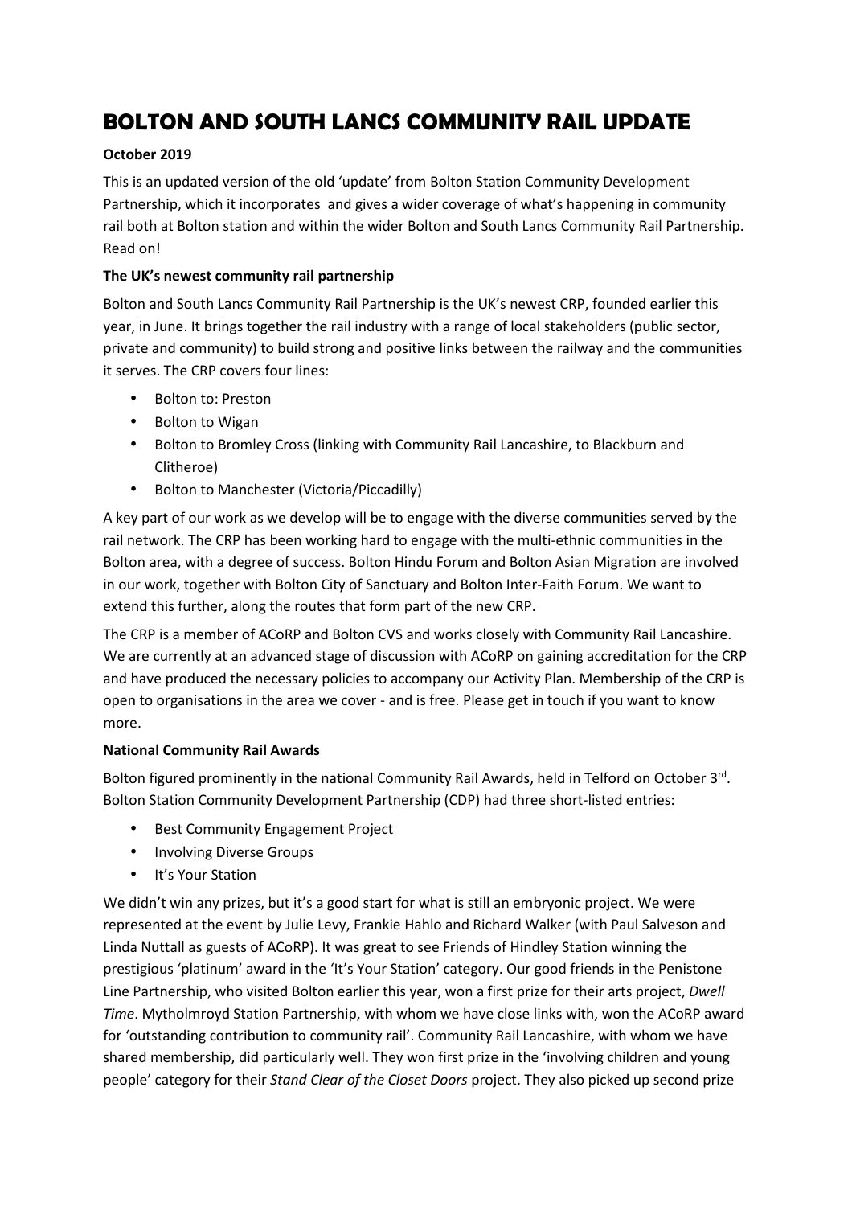# BOLTON AND SOUTH LANCS COMMUNITY RAIL UPDATE

**October 2019**

This is an updated version of the old 'update' from Bolton Station Community Development Partnership, which it incorporates and gives a wider coverage of what's happening in community rail both at Bolton station and within the wider Bolton and South Lancs Community Rail Partnership. Read on!

**The UK's newest community rail partnership**

Bolton and South Lancs Community Rail Partnership is the UK's newest CRP, founded earlier this year, in June. It brings together the rail industry with a range of local stakeholders (public sector, private and community) to build strong and positive links between the railway and the communities it serves. The CRP covers four lines:

- Bolton to: Preston
- Bolton to Wigan
- Bolton to Bromley Cross (linking with Community Rail Lancashire, to Blackburn and Clitheroe)
- Bolton to Manchester (Victoria/Piccadilly)

A key part of our work as we develop will be to engage with the diverse communities served by the rail network. The CRP has been working hard to engage with the multi-ethnic communities in the Bolton area, with a degree of success. Bolton Hindu Forum and Bolton Asian Migration are involved in our work, together with Bolton City of Sanctuary and Bolton Inter-Faith Forum. We want to extend this further, along the routes that form part of the new CRP.

The CRP is a member of ACoRP and Bolton CVS and works closely with Community Rail Lancashire. We are currently at an advanced stage of discussion with ACoRP on gaining accreditation for the CRP and have produced the necessary policies to accompany our Activity Plan. Membership of the CRP is open to organisations in the area we cover - and is free. Please get in touch if you want to know more.

**National Community Rail Awards**

Bolton figured prominently in the national Community Rail Awards, held in Telford on October 3rd. Bolton Station Community Development Partnership (CDP) had three short-listed entries:

- Best Community Engagement Project
- Involving Diverse Groups
- It's Your Station

We didn't win any prizes, but it's a good start for what is still an embryonic project. We were represented at the event by Julie Levy, Frankie Hahlo and Richard Walker (with Paul Salveson and Linda Nuttall as guests of ACoRP). It was great to see Friends of Hindley Station winning the prestigious 'platinum' award in the 'It's Your Station' category. Our good friends in the Penistone Line Partnership, who visited Bolton earlier this year, won a first prize for their arts project, *Dwell Time*. Mytholmroyd Station Partnership, with whom we have close links with, won the ACoRP award for 'outstanding contribution to community rail'. Community Rail Lancashire, with whom we have shared membership, did particularly well. They won first prize in the 'involving children and young people' category for their *Stand Clear of the Closet Doors* project. They also picked up second prize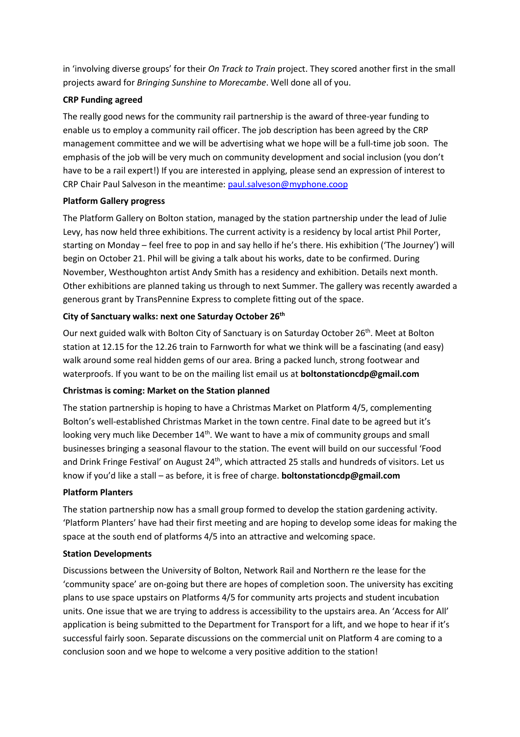in 'involving diverse groups' for their *On Track to Train* project. They scored another first in the small projects award for *Bringing Sunshine to Morecambe*. Well done all of you.

**CRP Funding agreed**

The really good news for the community rail partnership is the award of three-year funding to enable us to employ a community rail officer. The job description has been agreed by the CRP management committee and we will be advertising what we hope will be a full-time job soon. The emphasis of the job will be very much on community development and social inclusion (you don't have to be a rail expert!) If you are interested in applying, please send an expression of interest to CRP Chair Paul Salveson in the meantime: paul.salveson@myphone.coop

**Platform Gallery progress**

The Platform Gallery on Bolton station, managed by the station partnership under the lead of Julie Levy, has now held three exhibitions. The current activity is a residency by local artist Phil Porter, starting on Monday – feel free to pop in and say hello if he's there. His exhibition ('The Journey') will begin on October 21. Phil will be giving a talk about his works, date to be confirmed. During November, Westhoughton artist Andy Smith has a residency and exhibition. Details next month. Other exhibitions are planned taking us through to next Summer. The gallery was recently awarded a generous grant by TransPennine Express to complete fitting out of the space.

**City of Sanctuary walks: next one Saturday October 26th**

Our next guided walk with Bolton City of Sanctuary is on Saturday October 26th. Meet at Bolton station at 12.15 for the 12.26 train to Farnworth for what we think will be a fascinating (and easy) walk around some real hidden gems of our area. Bring a packed lunch, strong footwear and waterproofs. If you want to be on the mailing list email us at **boltonstationcdp@gmail.com**

**Christmas is coming: Market on the Station planned**

The station partnership is hoping to have a Christmas Market on Platform 4/5, complementing Bolton's well-established Christmas Market in the town centre. Final date to be agreed but it's looking very much like December 14th. We want to have a mix of community groups and small businesses bringing a seasonal flavour to the station. The event will build on our successful 'Food and Drink Fringe Festival' on August 24th, which attracted 25 stalls and hundreds of visitors. Let us know if you'd like a stall – as before, it is free of charge. **boltonstationcdp@gmail.com**

**Platform Planters**

The station partnership now has a small group formed to develop the station gardening activity. 'Platform Planters' have had their first meeting and are hoping to develop some ideas for making the space at the south end of platforms 4/5 into an attractive and welcoming space.

**Station Developments**

Discussions between the University of Bolton, Network Rail and Northern re the lease for the 'community space' are on-going but there are hopes of completion soon. The university has exciting plans to use space upstairs on Platforms 4/5 for community arts projects and student incubation units. One issue that we are trying to address is accessibility to the upstairs area. An 'Access for All' application is being submitted to the Department for Transport for a lift, and we hope to hear if it's successful fairly soon. Separate discussions on the commercial unit on Platform 4 are coming to a conclusion soon and we hope to welcome a very positive addition to the station!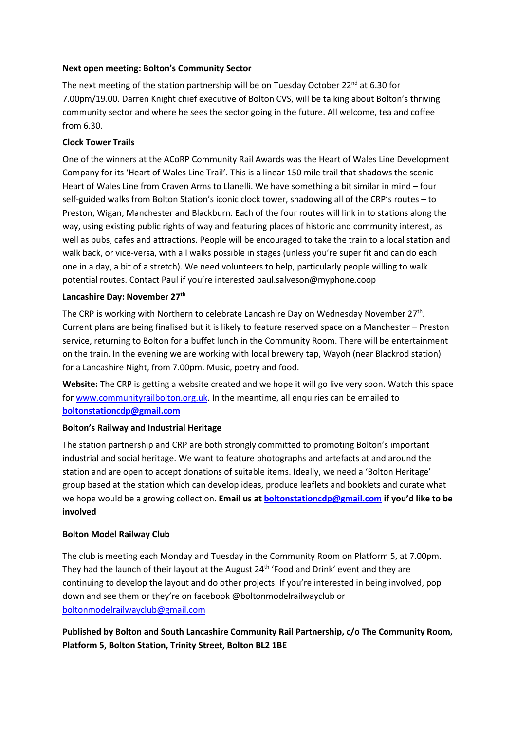**Next open meeting: Bolton's Community Sector**

The next meeting of the station partnership will be on Tuesday October 22nd at 6.30 for 7.00pm/19.00. Darren Knight chief executive of Bolton CVS, will be talking about Bolton's thriving community sector and where he sees the sector going in the future. All welcome, tea and coffee from 6.30.

**Clock Tower Trails**

One of the winners at the ACoRP Community Rail Awards was the Heart of Wales Line Development Company for its 'Heart of Wales Line Trail'. This is a linear 150 mile trail that shadows the scenic Heart of Wales Line from Craven Arms to Llanelli. We have something a bit similar in mind – four self-guided walks from Bolton Station's iconic clock tower, shadowing all of the CRP's routes – to Preston, Wigan, Manchester and Blackburn. Each of the four routes will link in to stations along the way, using existing public rights of way and featuring places of historic and community interest, as well as pubs, cafes and attractions. People will be encouraged to take the train to a local station and walk back, or vice-versa, with all walks possible in stages (unless you're super fit and can do each one in a day, a bit of a stretch). We need volunteers to help, particularly people willing to walk potential routes. Contact Paul if you're interested paul.salveson@myphone.coop

**Lancashire Day: November 27th**

The CRP is working with Northern to celebrate Lancashire Day on Wednesday November 27th. Current plans are being finalised but it is likely to feature reserved space on a Manchester – Preston service, returning to Bolton for a buffet lunch in the Community Room. There will be entertainment on the train. In the evening we are working with local brewery tap, Wayoh (near Blackrod station) for a Lancashire Night, from 7.00pm. Music, poetry and food.

**Website:** The CRP is getting a website created and we hope it will go live very soon. Watch this space for www.communityrailbolton.org.uk. In the meantime, all enquiries can be emailed to **boltonstationcdp@gmail.com**

**Bolton's Railway and Industrial Heritage**

The station partnership and CRP are both strongly committed to promoting Bolton's important industrial and social heritage. We want to feature photographs and artefacts at and around the station and are open to accept donations of suitable items. Ideally, we need a 'Bolton Heritage' group based at the station which can develop ideas, produce leaflets and booklets and curate what we hope would be a growing collection. **Email us at boltonstationcdp@gmail.com if you'd like to be involved**

**Bolton Model Railway Club**

The club is meeting each Monday and Tuesday in the Community Room on Platform 5, at 7.00pm. They had the launch of their layout at the August 24th 'Food and Drink' event and they are continuing to develop the layout and do other projects. If you're interested in being involved, pop down and see them or they're on facebook @boltonmodelrailwayclub or boltonmodelrailwayclub@gmail.com

**Published by Bolton and South Lancashire Community Rail Partnership, c/o The Community Room, Platform 5, Bolton Station, Trinity Street, Bolton BL2 1BE**